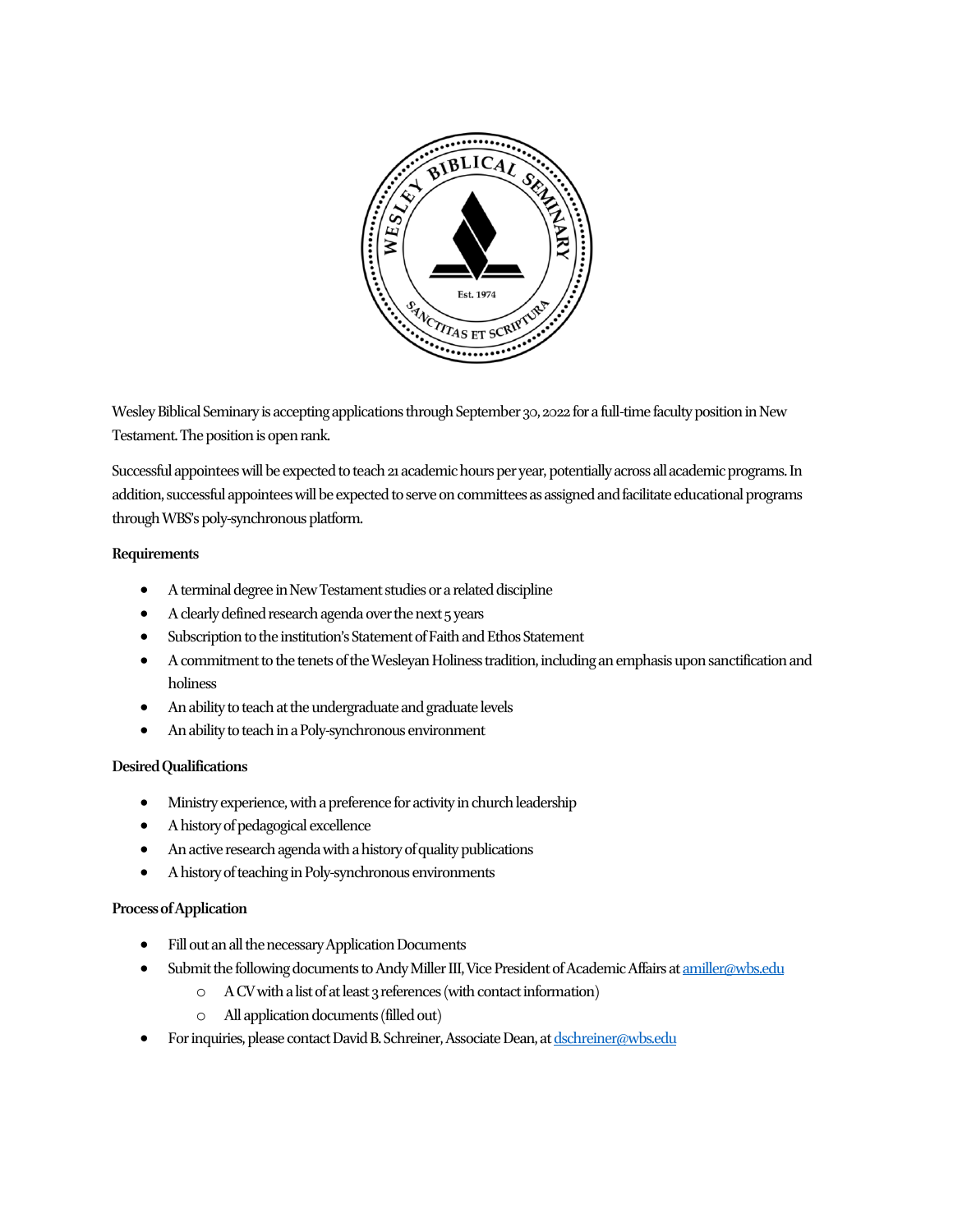Wesley Biblical Seminary is accepting applications through September 30, 2022 for a full-time faculty position in New Testament. The position is open rank.

Successful appointees will be expected to teach 21 academic hours per year, potentially across all academic programs. In addition, successful appointees will be expected to serve on committees as assigned and facilitate educational programs through WBS's poly-synchronous platform.

**Requirements**

- A terminal degree in New Testament studies or a related discipline
- A clearly defined research agenda over the next 5 years
- Subscription to the institution's Statement of Faith and Ethos Statement
- A commitment to the tenets of the Wesleyan Holiness tradition, including an emphasis upon sanctification and holiness
- An ability to teach at the undergraduate and graduate levels
- An ability to teach in a Poly-synchronous environment

**Desired Qualifications**

- Ministry experience, with a preference for activity in church leadership
- A history of pedagogical excellence
- An active research agenda with a history of quality publications
- A history of teaching in Poly-synchronous environments

**Process of Application**

- Fill out an all the necessary Application Documents
- Submit the following documents to Andy Miller III, Vice President of Academic Affairs at amiller@wbs.edu
  - A CV with a list of at least 3 references (with contact information)
  - All application documents (filled out)
- For inquiries, please contact David B. Schreiner, Associate Dean, at dschreiner@wbs.edu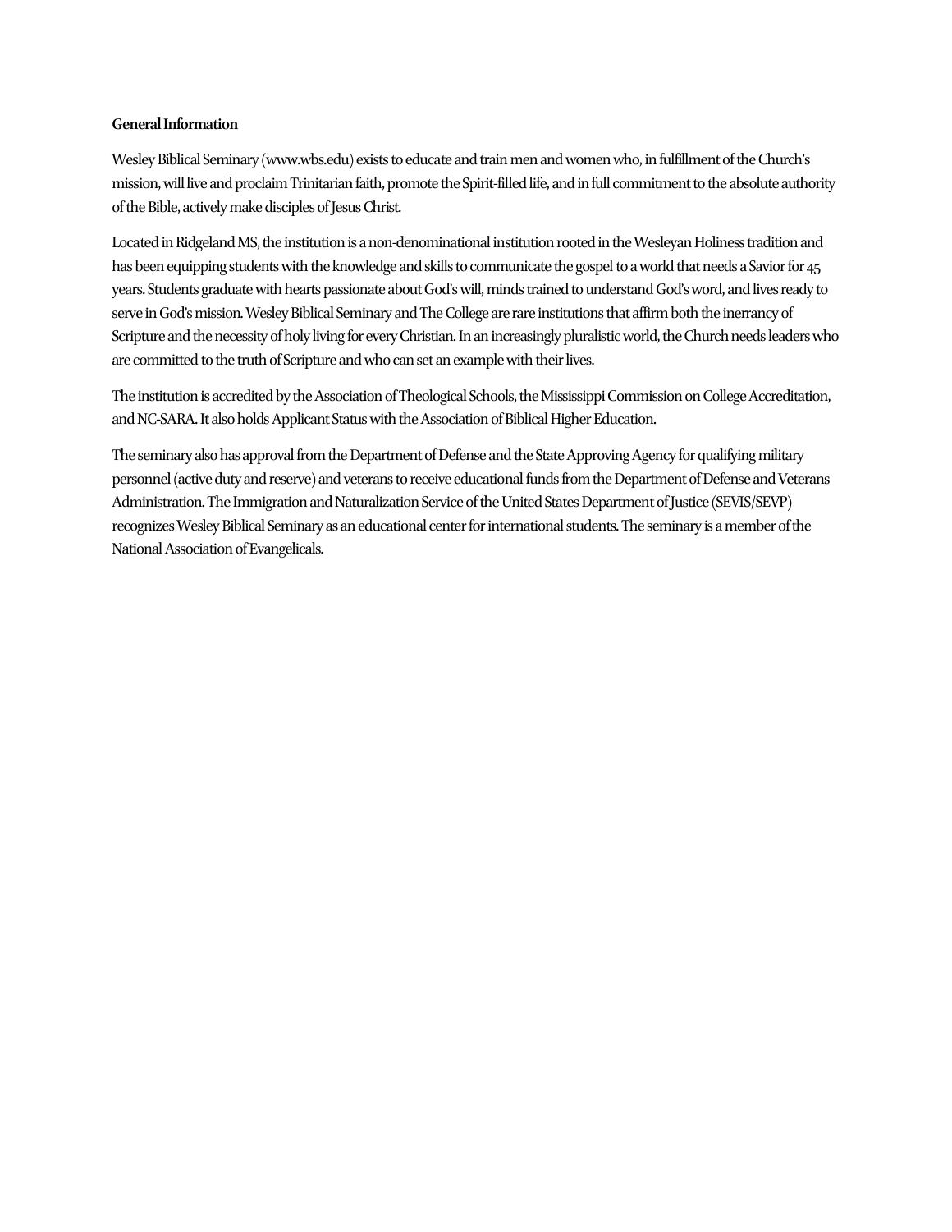**General Information**

Wesley Biblical Seminary (www.wbs.edu) exists to educate and train men and women who, in fulfillment of the Church's mission, will live and proclaim Trinitarian faith, promote the Spirit-filled life, and in full commitment to the absolute authority of the Bible, actively make disciples of Jesus Christ.

Located in Ridgeland MS, the institution is a non-denominational institution rooted in the Wesleyan Holiness tradition and has been equipping students with the knowledge and skills to communicate the gospel to a world that needs a Savior for 45 years. Students graduate with hearts passionate about God's will, minds trained to understand God's word, and lives ready to serve in God's mission. Wesley Biblical Seminary and The College are rare institutions that affirm both the inerrancy of Scripture and the necessity of holy living for every Christian. In an increasingly pluralistic world, the Church needs leaders who are committed to the truth of Scripture and who can set an example with their lives.

The institution is accredited by the Association of Theological Schools, the Mississippi Commission on College Accreditation, and NC-SARA. It also holds Applicant Status with the Association of Biblical Higher Education.

The seminary also has approval from the Department of Defense and the State Approving Agency for qualifying military personnel (active duty and reserve) and veterans to receive educational funds from the Department of Defense and Veterans Administration. The Immigration and Naturalization Service of the United States Department of Justice (SEVIS/SEVP) recognizes Wesley Biblical Seminary as an educational center for international students. The seminary is a member of the National Association of Evangelicals.